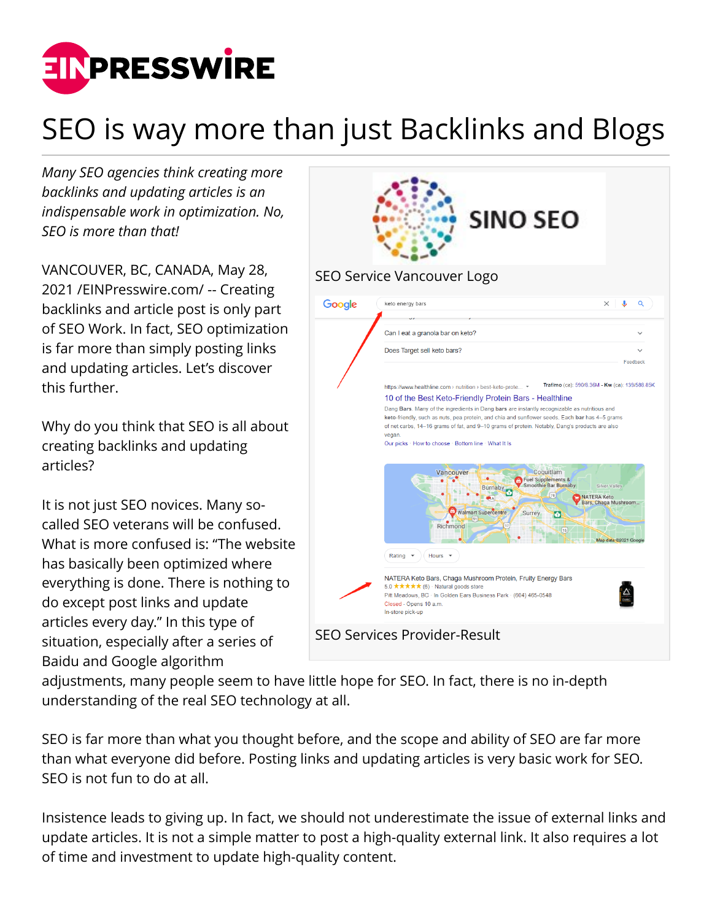# SEO is way more than just Backlinks and Blogs

*Many SEO agencies think creating more backlinks and updating articles is an indispensable work in optimization. No, SEO is more than that!*

VANCOUVER, BC, CANADA, May 28, 2021 /EINPresswire.com/ -- Creating backlinks and article post is only part of SEO Work. In fact, SEO optimization is far more than simply posting links and updating articles. Let's discover this further.

SEO Service Vancouver Logo

SEO Services Provider-Result

Why do you think that SEO is all about creating backlinks and updating articles?

It is not just SEO novices. Many so-called SEO veterans will be confused. What is more confused is: "The website has basically been optimized where everything is done. There is nothing to do except post links and update articles every day." In this type of situation, especially after a series of Baidu and Google algorithm adjustments, many people seem to have little hope for SEO. In fact, there is no in-depth understanding of the real SEO technology at all.

SEO is far more than what you thought before, and the scope and ability of SEO are far more than what everyone did before. Posting links and updating articles is very basic work for SEO. SEO is not fun to do at all.

Insistence leads to giving up. In fact, we should not underestimate the issue of external links and update articles. It is not a simple matter to post a high-quality external link. It also requires a lot of time and investment to update high-quality content.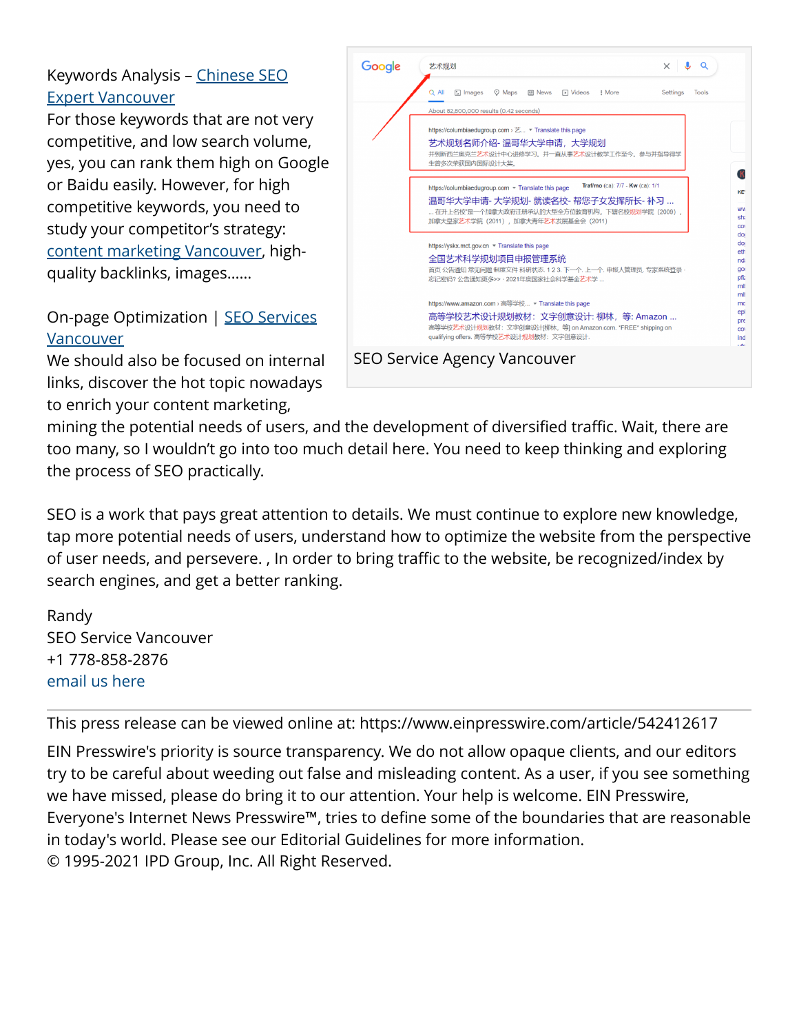Keywords Analysis – Chinese SEO Expert Vancouver
For those keywords that are not very competitive, and low search volume, yes, you can rank them high on Google or Baidu easily. However, for high competitive keywords, you need to study your competitor's strategy: content marketing Vancouver, high-quality backlinks, images……

SEO Service Agency Vancouver

On-page Optimization | SEO Services Vancouver
We should also be focused on internal links, discover the hot topic nowadays to enrich your content marketing, mining the potential needs of users, and the development of diversified traffic. Wait, there are too many, so I wouldn't go into too much detail here. You need to keep thinking and exploring the process of SEO practically.

SEO is a work that pays great attention to details. We must continue to explore new knowledge, tap more potential needs of users, understand how to optimize the website from the perspective of user needs, and persevere. , In order to bring traffic to the website, be recognized/index by search engines, and get a better ranking.

Randy
SEO Service Vancouver
+1 778-858-2876
email us here

---

This press release can be viewed online at: https://www.einpresswire.com/article/542412617

EIN Presswire's priority is source transparency. We do not allow opaque clients, and our editors try to be careful about weeding out false and misleading content. As a user, if you see something we have missed, please do bring it to our attention. Your help is welcome. EIN Presswire, Everyone's Internet News Presswire™, tries to define some of the boundaries that are reasonable in today's world. Please see our Editorial Guidelines for more information.
© 1995-2021 IPD Group, Inc. All Right Reserved.